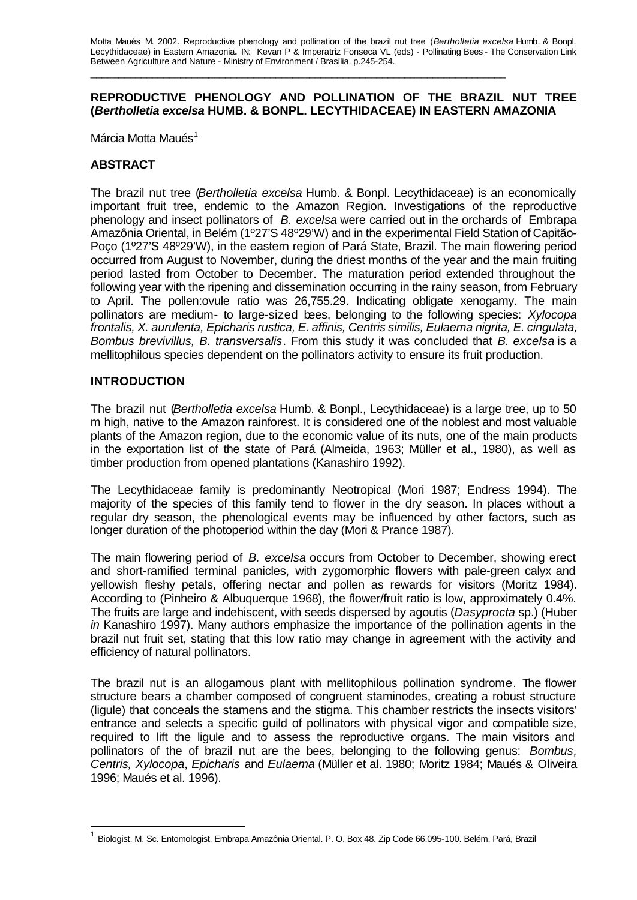Motta Maués M. 2002. Reproductive phenology and pollination of the brazil nut tree (*Bertholletia excelsa* Humb. & Bonpl. Lecythidaceae) in Eastern Amazonia. IN: Kevan P & Imperatriz Fonseca VL (eds) - Pollinating Bees - The Conservation Link Between Agriculture and Nature - Ministry of Environment / Brasília. p.245-254.

# REPRODUCTIVE PHENOLOGY AND POLLINATION OF THE BRAZIL NUT TREE (*Bertholletia excelsa* HUMB. & BONPL. LECYTHIDACEAE) IN EASTERN AMAZONIA

Márcia Motta Maués[1]

## ABSTRACT

The brazil nut tree (*Bertholletia excelsa* Humb. & Bonpl. Lecythidaceae) is an economically important fruit tree, endemic to the Amazon Region. Investigations of the reproductive phenology and insect pollinators of *B. excelsa* were carried out in the orchards of Embrapa Amazônia Oriental, in Belém (1º27'S 48º29'W) and in the experimental Field Station of Capitão-Poço (1º27'S 48º29'W), in the eastern region of Pará State, Brazil. The main flowering period occurred from August to November, during the driest months of the year and the main fruiting period lasted from October to December. The maturation period extended throughout the following year with the ripening and dissemination occurring in the rainy season, from February to April. The pollen:ovule ratio was 26,755.29. Indicating obligate xenogamy. The main pollinators are medium- to large-sized bees, belonging to the following species: *Xylocopa frontalis, X. aurulenta, Epicharis rustica, E. affinis, Centris similis, Eulaema nigrita, E. cingulata, Bombus brevivillus, B. transversalis*. From this study it was concluded that *B. excelsa* is a mellitophilous species dependent on the pollinators activity to ensure its fruit production.

## INTRODUCTION

The brazil nut (*Bertholletia excelsa* Humb. & Bonpl., Lecythidaceae) is a large tree, up to 50 m high, native to the Amazon rainforest. It is considered one of the noblest and most valuable plants of the Amazon region, due to the economic value of its nuts, one of the main products in the exportation list of the state of Pará (Almeida, 1963; Müller et al., 1980), as well as timber production from opened plantations (Kanashiro 1992).

The Lecythidaceae family is predominantly Neotropical (Mori 1987; Endress 1994). The majority of the species of this family tend to flower in the dry season. In places without a regular dry season, the phenological events may be influenced by other factors, such as longer duration of the photoperiod within the day (Mori & Prance 1987).

The main flowering period of *B. excelsa* occurs from October to December, showing erect and short-ramified terminal panicles, with zygomorphic flowers with pale-green calyx and yellowish fleshy petals, offering nectar and pollen as rewards for visitors (Moritz 1984). According to (Pinheiro & Albuquerque 1968), the flower/fruit ratio is low, approximately 0.4%. The fruits are large and indehiscent, with seeds dispersed by agoutis (*Dasyprocta* sp.) (Huber *in* Kanashiro 1997). Many authors emphasize the importance of the pollination agents in the brazil nut fruit set, stating that this low ratio may change in agreement with the activity and efficiency of natural pollinators.

The brazil nut is an allogamous plant with mellitophilous pollination syndrome. The flower structure bears a chamber composed of congruent staminodes, creating a robust structure (ligule) that conceals the stamens and the stigma. This chamber restricts the insects visitors' entrance and selects a specific guild of pollinators with physical vigor and compatible size, required to lift the ligule and to assess the reproductive organs. The main visitors and pollinators of the of brazil nut are the bees, belonging to the following genus: *Bombus, Centris, Xylocopa*, *Epicharis* and *Eulaema* (Müller et al. 1980; Moritz 1984; Maués & Oliveira 1996; Maués et al. 1996).

[1] Biologist. M. Sc. Entomologist. Embrapa Amazônia Oriental. P. O. Box 48. Zip Code 66.095-100. Belém, Pará, Brazil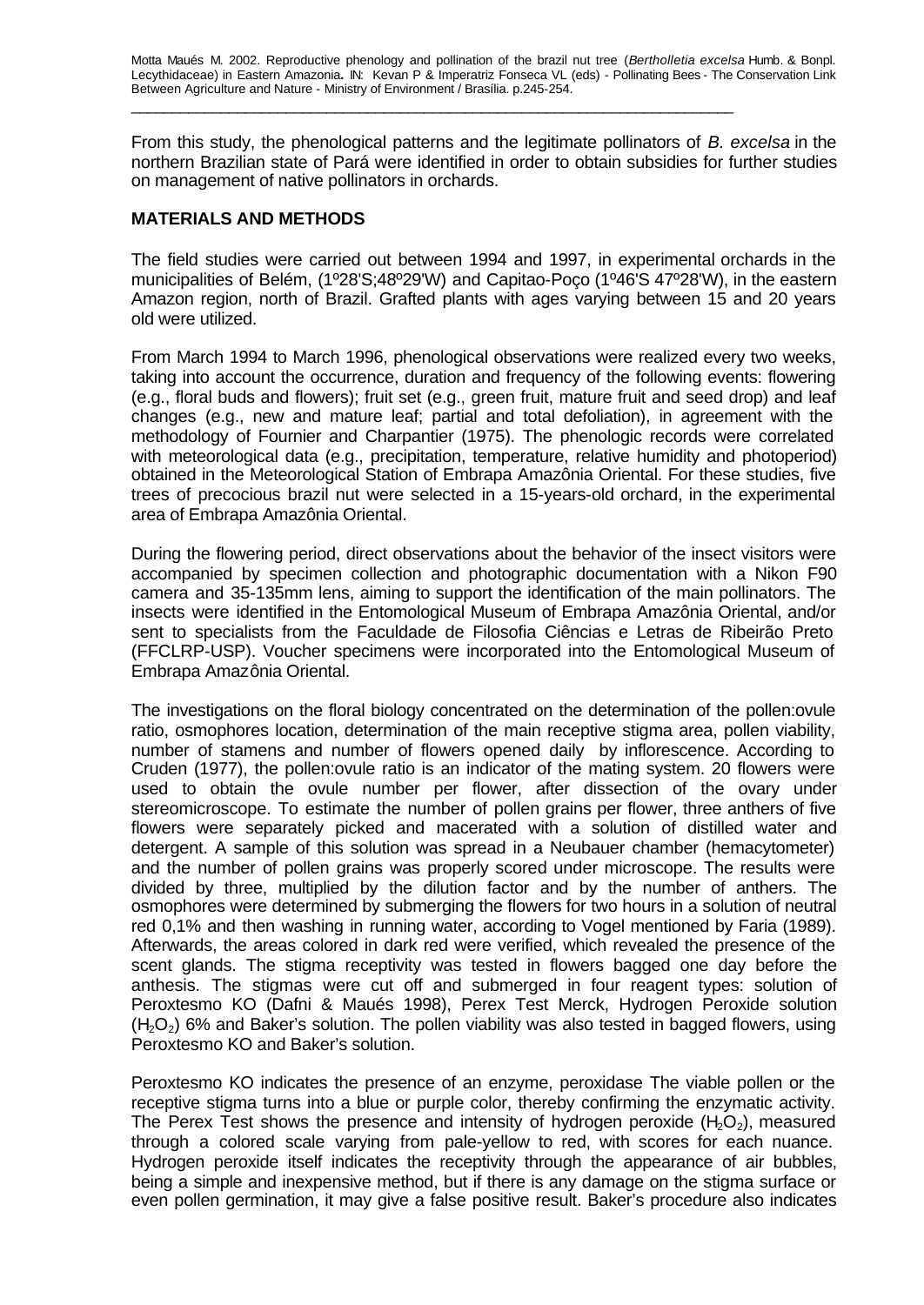From this study, the phenological patterns and the legitimate pollinators of *B. excelsa* in the northern Brazilian state of Pará were identified in order to obtain subsidies for further studies on management of native pollinators in orchards.

## MATERIALS AND METHODS

The field studies were carried out between 1994 and 1997, in experimental orchards in the municipalities of Belém, (1º28'S;48º29'W) and Capitao-Poço (1º46'S 47º28'W), in the eastern Amazon region, north of Brazil. Grafted plants with ages varying between 15 and 20 years old were utilized.

From March 1994 to March 1996, phenological observations were realized every two weeks, taking into account the occurrence, duration and frequency of the following events: flowering (e.g., floral buds and flowers); fruit set (e.g., green fruit, mature fruit and seed drop) and leaf changes (e.g., new and mature leaf; partial and total defoliation), in agreement with the methodology of Fournier and Charpantier (1975). The phenologic records were correlated with meteorological data (e.g., precipitation, temperature, relative humidity and photoperiod) obtained in the Meteorological Station of Embrapa Amazônia Oriental. For these studies, five trees of precocious brazil nut were selected in a 15-years-old orchard, in the experimental area of Embrapa Amazônia Oriental.

During the flowering period, direct observations about the behavior of the insect visitors were accompanied by specimen collection and photographic documentation with a Nikon F90 camera and 35-135mm lens, aiming to support the identification of the main pollinators. The insects were identified in the Entomological Museum of Embrapa Amazônia Oriental, and/or sent to specialists from the Faculdade de Filosofia Ciências e Letras de Ribeirão Preto (FFCLRP-USP). Voucher specimens were incorporated into the Entomological Museum of Embrapa Amazônia Oriental.

The investigations on the floral biology concentrated on the determination of the pollen:ovule ratio, osmophores location, determination of the main receptive stigma area, pollen viability, number of stamens and number of flowers opened daily by inflorescence. According to Cruden (1977), the pollen:ovule ratio is an indicator of the mating system. 20 flowers were used to obtain the ovule number per flower, after dissection of the ovary under stereomicroscope. To estimate the number of pollen grains per flower, three anthers of five flowers were separately picked and macerated with a solution of distilled water and detergent. A sample of this solution was spread in a Neubauer chamber (hemacytometer) and the number of pollen grains was properly scored under microscope. The results were divided by three, multiplied by the dilution factor and by the number of anthers. The osmophores were determined by submerging the flowers for two hours in a solution of neutral red 0,1% and then washing in running water, according to Vogel mentioned by Faria (1989). Afterwards, the areas colored in dark red were verified, which revealed the presence of the scent glands. The stigma receptivity was tested in flowers bagged one day before the anthesis. The stigmas were cut off and submerged in four reagent types: solution of Peroxtesmo KO (Dafni & Maués 1998), Perex Test Merck, Hydrogen Peroxide solution ($H_2O_2$) 6% and Baker's solution. The pollen viability was also tested in bagged flowers, using Peroxtesmo KO and Baker's solution.

Peroxtesmo KO indicates the presence of an enzyme, peroxidase The viable pollen or the receptive stigma turns into a blue or purple color, thereby confirming the enzymatic activity. The Perex Test shows the presence and intensity of hydrogen peroxide ($H_2O_2$), measured through a colored scale varying from pale-yellow to red, with scores for each nuance. Hydrogen peroxide itself indicates the receptivity through the appearance of air bubbles, being a simple and inexpensive method, but if there is any damage on the stigma surface or even pollen germination, it may give a false positive result. Baker's procedure also indicates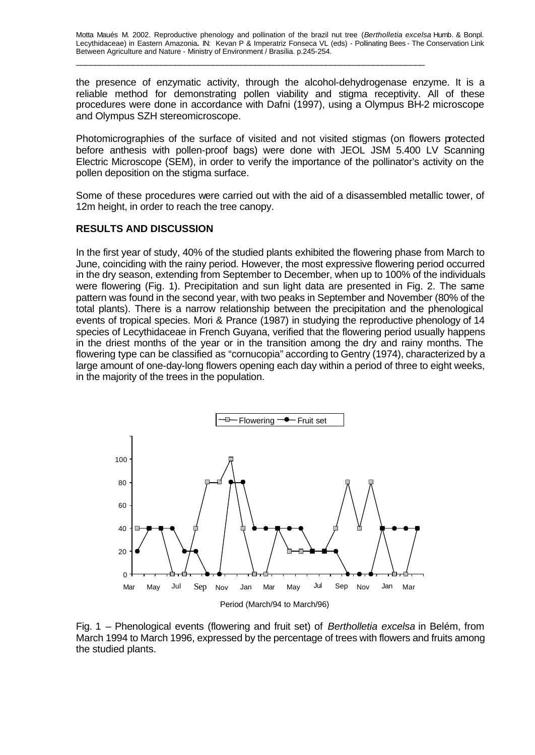the presence of enzymatic activity, through the alcohol-dehydrogenase enzyme. It is a reliable method for demonstrating pollen viability and stigma receptivity. All of these procedures were done in accordance with Dafni (1997), using a Olympus BH-2 microscope and Olympus SZH stereomicroscope.

Photomicrographies of the surface of visited and not visited stigmas (on flowers protected before anthesis with pollen-proof bags) were done with JEOL JSM 5.400 LV Scanning Electric Microscope (SEM), in order to verify the importance of the pollinator's activity on the pollen deposition on the stigma surface.

Some of these procedures were carried out with the aid of a disassembled metallic tower, of 12m height, in order to reach the tree canopy.

## RESULTS AND DISCUSSION

In the first year of study, 40% of the studied plants exhibited the flowering phase from March to June, coinciding with the rainy period. However, the most expressive flowering period occurred in the dry season, extending from September to December, when up to 100% of the individuals were flowering (Fig. 1). Precipitation and sun light data are presented in Fig. 2. The same pattern was found in the second year, with two peaks in September and November (80% of the total plants). There is a narrow relationship between the precipitation and the phenological events of tropical species. Mori & Prance (1987) in studying the reproductive phenology of 14 species of Lecythidaceae in French Guyana, verified that the flowering period usually happens in the driest months of the year or in the transition among the dry and rainy months. The flowering type can be classified as "cornucopia" according to Gentry (1974), characterized by a large amount of one-day-long flowers opening each day within a period of three to eight weeks, in the majority of the trees in the population.

Fig. 1 – Phenological events (flowering and fruit set) of *Bertholletia excelsa* in Belém, from March 1994 to March 1996, expressed by the percentage of trees with flowers and fruits among the studied plants.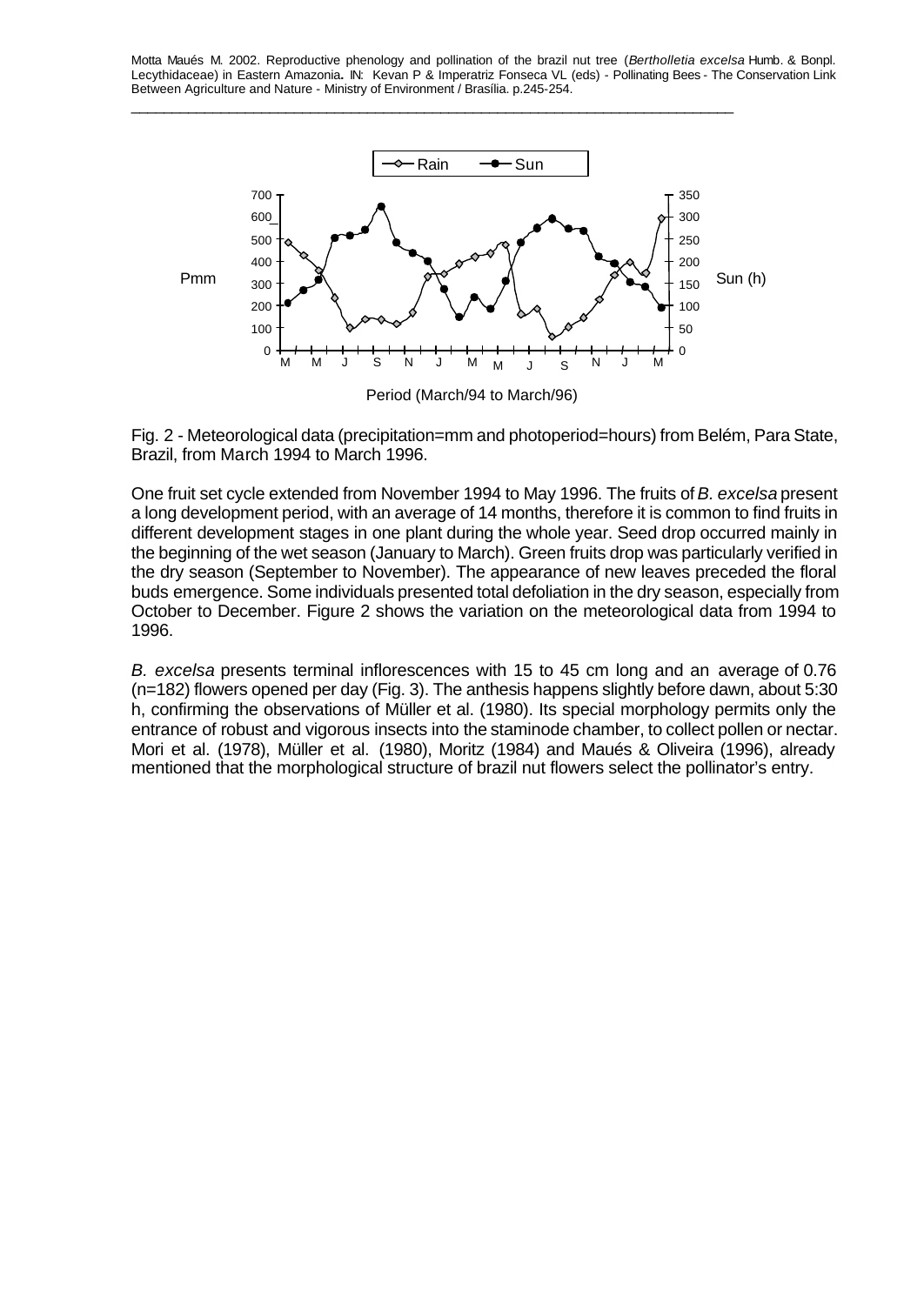Fig. 2 - Meteorological data (precipitation=mm and photoperiod=hours) from Belém, Para State, Brazil, from March 1994 to March 1996.

One fruit set cycle extended from November 1994 to May 1996. The fruits of *B. excelsa* present a long development period, with an average of 14 months, therefore it is common to find fruits in different development stages in one plant during the whole year. Seed drop occurred mainly in the beginning of the wet season (January to March). Green fruits drop was particularly verified in the dry season (September to November). The appearance of new leaves preceded the floral buds emergence. Some individuals presented total defoliation in the dry season, especially from October to December. Figure 2 shows the variation on the meteorological data from 1994 to 1996.

*B. excelsa* presents terminal inflorescences with 15 to 45 cm long and an average of 0.76 (n=182) flowers opened per day (Fig. 3). The anthesis happens slightly before dawn, about 5:30 h, confirming the observations of Müller et al. (1980). Its special morphology permits only the entrance of robust and vigorous insects into the staminode chamber, to collect pollen or nectar. Mori et al. (1978), Müller et al. (1980), Moritz (1984) and Maués & Oliveira (1996), already mentioned that the morphological structure of brazil nut flowers select the pollinator's entry.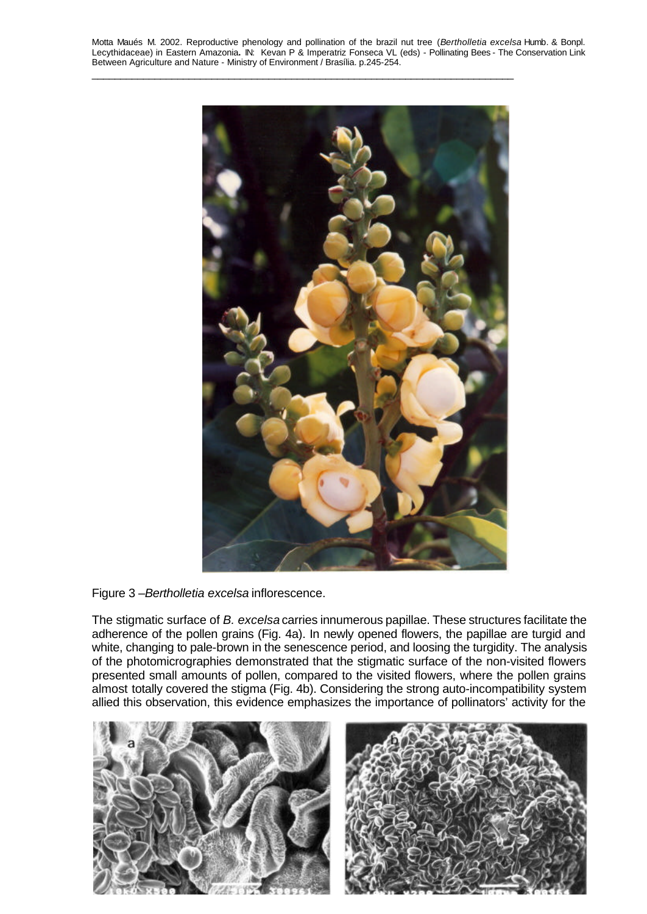Figure 3 –*Bertholletia excelsa* inflorescence.

The stigmatic surface of *B. excelsa* carries innumerous papillae. These structures facilitate the adherence of the pollen grains (Fig. 4a). In newly opened flowers, the papillae are turgid and white, changing to pale-brown in the senescence period, and loosing the turgidity. The analysis of the photomicrographies demonstrated that the stigmatic surface of the non-visited flowers presented small amounts of pollen, compared to the visited flowers, where the pollen grains almost totally covered the stigma (Fig. 4b). Considering the strong auto-incompatibility system allied this observation, this evidence emphasizes the importance of pollinators' activity for the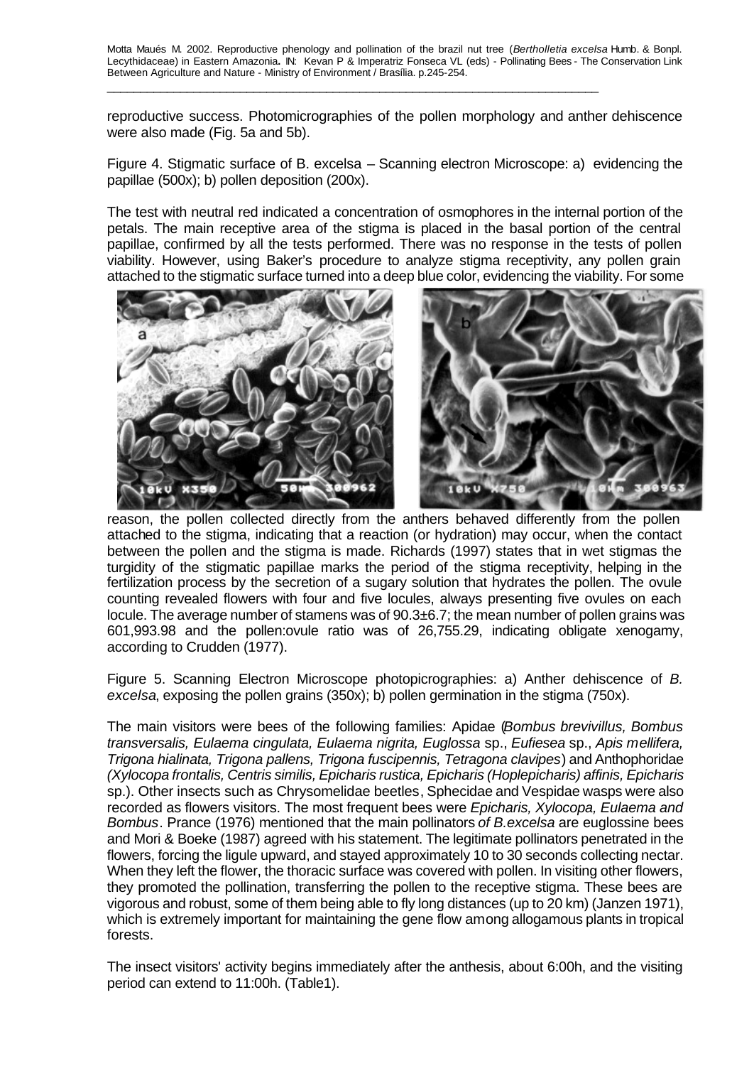reproductive success. Photomicrographies of the pollen morphology and anther dehiscence were also made (Fig. 5a and 5b).

Figure 4. Stigmatic surface of B. excelsa – Scanning electron Microscope: a) evidencing the papillae (500x); b) pollen deposition (200x).

The test with neutral red indicated a concentration of osmophores in the internal portion of the petals. The main receptive area of the stigma is placed in the basal portion of the central papillae, confirmed by all the tests performed. There was no response in the tests of pollen viability. However, using Baker's procedure to analyze stigma receptivity, any pollen grain attached to the stigmatic surface turned into a deep blue color, evidencing the viability. For some reason, the pollen collected directly from the anthers behaved differently from the pollen attached to the stigma, indicating that a reaction (or hydration) may occur, when the contact between the pollen and the stigma is made. Richards (1997) states that in wet stigmas the turgidity of the stigmatic papillae marks the period of the stigma receptivity, helping in the fertilization process by the secretion of a sugary solution that hydrates the pollen. The ovule counting revealed flowers with four and five locules, always presenting five ovules on each locule. The average number of stamens was of 90.3±6.7; the mean number of pollen grains was 601,993.98 and the pollen:ovule ratio was of 26,755.29, indicating obligate xenogamy, according to Crudden (1977).

Figure 5. Scanning Electron Microscope photopicrographies: a) Anther dehiscence of *B. excelsa*, exposing the pollen grains (350x); b) pollen germination in the stigma (750x).

The main visitors were bees of the following families: Apidae (*Bombus brevivillus, Bombus transversalis, Eulaema cingulata, Eulaema nigrita, Euglossa* sp., *Eufiesea* sp., *Apis mellifera, Trigona hialinata, Trigona pallens, Trigona fuscipennis, Tetragona clavipes*) and Anthophoridae (*Xylocopa frontalis, Centris similis, Epicharis rustica, Epicharis (Hoplepicharis) affinis, Epicharis* sp.). Other insects such as Chrysomelidae beetles, Sphecidae and Vespidae wasps were also recorded as flowers visitors. The most frequent bees were *Epicharis, Xylocopa, Eulaema and Bombus*. Prance (1976) mentioned that the main pollinators *of B.excelsa* are euglossine bees and Mori & Boeke (1987) agreed with his statement. The legitimate pollinators penetrated in the flowers, forcing the ligule upward, and stayed approximately 10 to 30 seconds collecting nectar. When they left the flower, the thoracic surface was covered with pollen. In visiting other flowers, they promoted the pollination, transferring the pollen to the receptive stigma. These bees are vigorous and robust, some of them being able to fly long distances (up to 20 km) (Janzen 1971), which is extremely important for maintaining the gene flow among allogamous plants in tropical forests.

The insect visitors' activity begins immediately after the anthesis, about 6:00h, and the visiting period can extend to 11:00h. (Table1).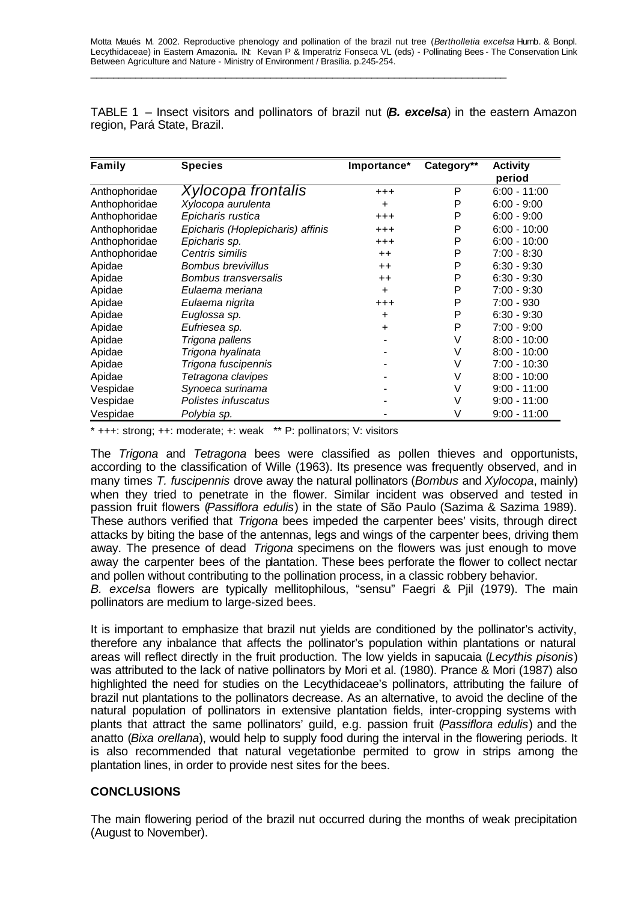TABLE 1 – Insect visitors and pollinators of brazil nut (*B. excelsa*) in the eastern Amazon region, Pará State, Brazil.

| Family | Species | Importance* | Category** | Activity period |
|---|---|---|---|---|
| Anthophoridae | *Xylocopa frontalis* | +++ | P | 6:00 - 11:00 |
| Anthophoridae | *Xylocopa aurulenta* | + | P | 6:00 - 9:00 |
| Anthophoridae | *Epicharis rustica* | +++ | P | 6:00 - 9:00 |
| Anthophoridae | *Epicharis (Hoplepicharis) affinis* | +++ | P | 6:00 - 10:00 |
| Anthophoridae | *Epicharis sp.* | +++ | P | 6:00 - 10:00 |
| Anthophoridae | *Centris similis* | ++ | P | 7:00 - 8:30 |
| Apidae | *Bombus brevivillus* | ++ | P | 6:30 - 9:30 |
| Apidae | *Bombus transversalis* | ++ | P | 6:30 - 9:30 |
| Apidae | *Eulaema meriana* | + | P | 7:00 - 9:30 |
| Apidae | *Eulaema nigrita* | +++ | P | 7:00 - 930 |
| Apidae | *Euglossa sp.* | + | P | 6:30 - 9:30 |
| Apidae | *Eufriesea sp.* | + | P | 7:00 - 9:00 |
| Apidae | *Trigona pallens* | - | V | 8:00 - 10:00 |
| Apidae | *Trigona hyalinata* | - | V | 8:00 - 10:00 |
| Apidae | *Trigona fuscipennis* | - | V | 7:00 - 10:30 |
| Apidae | *Tetragona clavipes* | - | V | 8:00 - 10:00 |
| Vespidae | *Synoeca surinama* | - | V | 9:00 - 11:00 |
| Vespidae | *Polistes infuscatus* | - | V | 9:00 - 11:00 |
| Vespidae | *Polybia sp.* | - | V | 9:00 - 11:00 |

* +++: strong; ++: moderate; +: weak  ** P: pollinators; V: visitors

The *Trigona* and *Tetragona* bees were classified as pollen thieves and opportunists, according to the classification of Wille (1963). Its presence was frequently observed, and in many times *T. fuscipennis* drove away the natural pollinators (*Bombus* and *Xylocopa*, mainly) when they tried to penetrate in the flower. Similar incident was observed and tested in passion fruit flowers (*Passiflora edulis*) in the state of São Paulo (Sazima & Sazima 1989). These authors verified that *Trigona* bees impeded the carpenter bees' visits, through direct attacks by biting the base of the antennas, legs and wings of the carpenter bees, driving them away. The presence of dead *Trigona* specimens on the flowers was just enough to move away the carpenter bees of the plantation. These bees perforate the flower to collect nectar and pollen without contributing to the pollination process, in a classic robbery behavior.
*B. excelsa* flowers are typically mellitophilous, "sensu" Faegri & Pjil (1979). The main pollinators are medium to large-sized bees.

It is important to emphasize that brazil nut yields are conditioned by the pollinator's activity, therefore any inbalance that affects the pollinator's population within plantations or natural areas will reflect directly in the fruit production. The low yields in sapucaia (*Lecythis pisonis*) was attributed to the lack of native pollinators by Mori et al. (1980). Prance & Mori (1987) also highlighted the need for studies on the Lecythidaceae's pollinators, attributing the failure of brazil nut plantations to the pollinators decrease. As an alternative, to avoid the decline of the natural population of pollinators in extensive plantation fields, inter-cropping systems with plants that attract the same pollinators' guild, e.g. passion fruit (*Passiflora edulis*) and the anatto (*Bixa orellana*), would help to supply food during the interval in the flowering periods. It is also recommended that natural vegetationbe permited to grow in strips among the plantation lines, in order to provide nest sites for the bees.

## CONCLUSIONS

The main flowering period of the brazil nut occurred during the months of weak precipitation (August to November).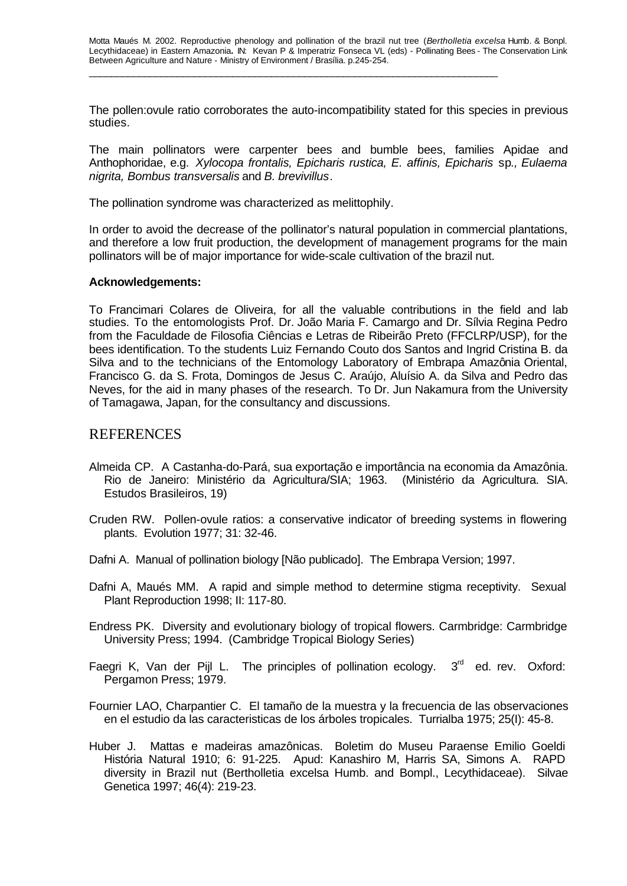The pollen:ovule ratio corroborates the auto-incompatibility stated for this species in previous studies.

The main pollinators were carpenter bees and bumble bees, families Apidae and Anthophoridae, e.g. *Xylocopa frontalis, Epicharis rustica, E. affinis, Epicharis* sp*., Eulaema nigrita, Bombus transversalis* and *B. brevivillus*.

The pollination syndrome was characterized as melittophily.

In order to avoid the decrease of the pollinator's natural population in commercial plantations, and therefore a low fruit production, the development of management programs for the main pollinators will be of major importance for wide-scale cultivation of the brazil nut.

**Acknowledgements:**

To Francimari Colares de Oliveira, for all the valuable contributions in the field and lab studies. To the entomologists Prof. Dr. João Maria F. Camargo and Dr. Sílvia Regina Pedro from the Faculdade de Filosofia Ciências e Letras de Ribeirão Preto (FFCLRP/USP), for the bees identification. To the students Luiz Fernando Couto dos Santos and Ingrid Cristina B. da Silva and to the technicians of the Entomology Laboratory of Embrapa Amazônia Oriental, Francisco G. da S. Frota, Domingos de Jesus C. Araújo, Aluísio A. da Silva and Pedro das Neves, for the aid in many phases of the research. To Dr. Jun Nakamura from the University of Tamagawa, Japan, for the consultancy and discussions.

## REFERENCES

Almeida CP. A Castanha-do-Pará, sua exportação e importância na economia da Amazônia. Rio de Janeiro: Ministério da Agricultura/SIA; 1963. (Ministério da Agricultura. SIA. Estudos Brasileiros, 19)

Cruden RW. Pollen-ovule ratios: a conservative indicator of breeding systems in flowering plants. Evolution 1977; 31: 32-46.

Dafni A. Manual of pollination biology [Não publicado]. The Embrapa Version; 1997.

Dafni A, Maués MM. A rapid and simple method to determine stigma receptivity. Sexual Plant Reproduction 1998; II: 117-80.

Endress PK. Diversity and evolutionary biology of tropical flowers. Carmbridge: Carmbridge University Press; 1994. (Cambridge Tropical Biology Series)

Faegri K, Van der Pijl L. The principles of pollination ecology. 3rd ed. rev. Oxford: Pergamon Press; 1979.

Fournier LAO, Charpantier C. El tamaño de la muestra y la frecuencia de las observaciones en el estudio da las caracteristicas de los árboles tropicales. Turrialba 1975; 25(I): 45-8.

Huber J. Mattas e madeiras amazônicas. Boletim do Museu Paraense Emilio Goeldi História Natural 1910; 6: 91-225. Apud: Kanashiro M, Harris SA, Simons A. RAPD diversity in Brazil nut (Bertholletia excelsa Humb. and Bompl., Lecythidaceae). Silvae Genetica 1997; 46(4): 219-23.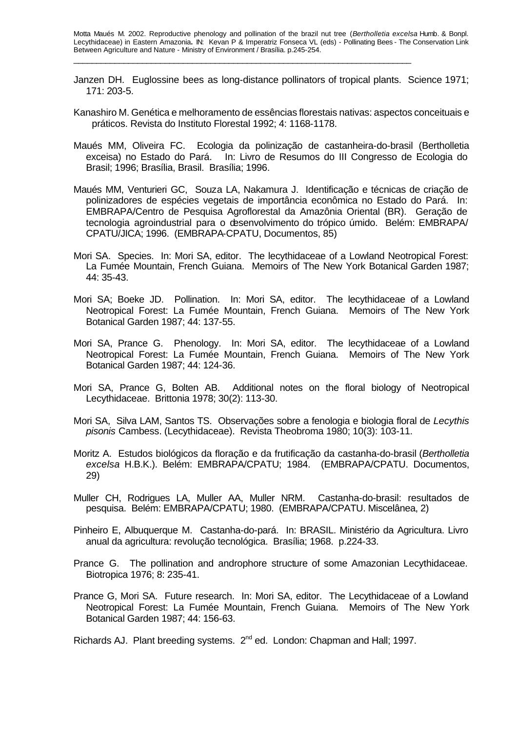Janzen DH. Euglossine bees as long-distance pollinators of tropical plants. Science 1971; 171: 203-5.

Kanashiro M. Genética e melhoramento de essências florestais nativas: aspectos conceituais e práticos. Revista do Instituto Florestal 1992; 4: 1168-1178.

Maués MM, Oliveira FC. Ecologia da polinização de castanheira-do-brasil (Bertholletia exceisa) no Estado do Pará. In: Livro de Resumos do III Congresso de Ecologia do Brasil; 1996; Brasília, Brasil. Brasília; 1996.

Maués MM, Venturieri GC, Souza LA, Nakamura J. Identificação e técnicas de criação de polinizadores de espécies vegetais de importância econômica no Estado do Pará. In: EMBRAPA/Centro de Pesquisa Agroflorestal da Amazônia Oriental (BR). Geração de tecnologia agroindustrial para o desenvolvimento do trópico úmido. Belém: EMBRAPA/ CPATU/JICA; 1996. (EMBRAPA-CPATU, Documentos, 85)

Mori SA. Species. In: Mori SA, editor. The lecythidaceae of a Lowland Neotropical Forest: La Fumée Mountain, French Guiana. Memoirs of The New York Botanical Garden 1987; 44: 35-43.

Mori SA; Boeke JD. Pollination. In: Mori SA, editor. The lecythidaceae of a Lowland Neotropical Forest: La Fumée Mountain, French Guiana. Memoirs of The New York Botanical Garden 1987; 44: 137-55.

Mori SA, Prance G. Phenology. In: Mori SA, editor. The lecythidaceae of a Lowland Neotropical Forest: La Fumée Mountain, French Guiana. Memoirs of The New York Botanical Garden 1987; 44: 124-36.

Mori SA, Prance G, Bolten AB. Additional notes on the floral biology of Neotropical Lecythidaceae. Brittonia 1978; 30(2): 113-30.

Mori SA, Silva LAM, Santos TS. Observações sobre a fenologia e biologia floral de *Lecythis pisonis* Cambess. (Lecythidaceae). Revista Theobroma 1980; 10(3): 103-11.

Moritz A. Estudos biológicos da floração e da frutificação da castanha-do-brasil (*Bertholletia excelsa* H.B.K.). Belém: EMBRAPA/CPATU; 1984. (EMBRAPA/CPATU. Documentos, 29)

Muller CH, Rodrigues LA, Muller AA, Muller NRM. Castanha-do-brasil: resultados de pesquisa. Belém: EMBRAPA/CPATU; 1980. (EMBRAPA/CPATU. Miscelânea, 2)

Pinheiro E, Albuquerque M. Castanha-do-pará. In: BRASIL. Ministério da Agricultura. Livro anual da agricultura: revolução tecnológica. Brasília; 1968. p.224-33.

Prance G. The pollination and androphore structure of some Amazonian Lecythidaceae. Biotropica 1976; 8: 235-41.

Prance G, Mori SA. Future research. In: Mori SA, editor. The Lecythidaceae of a Lowland Neotropical Forest: La Fumée Mountain, French Guiana. Memoirs of The New York Botanical Garden 1987; 44: 156-63.

Richards AJ. Plant breeding systems. 2nd ed. London: Chapman and Hall; 1997.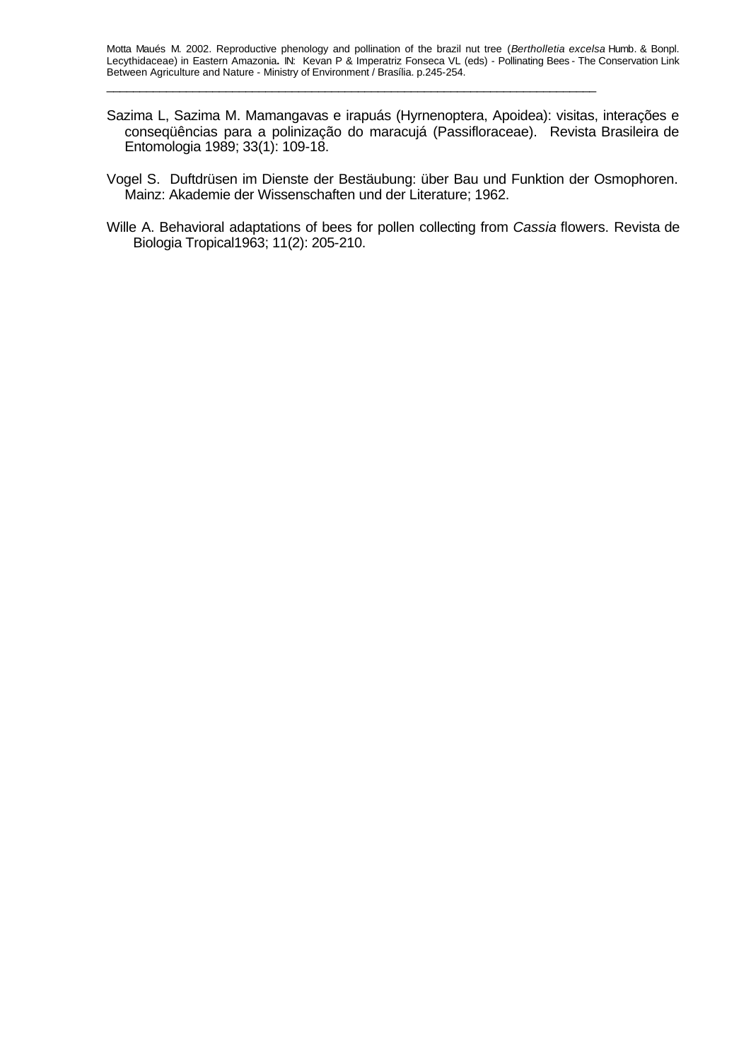Sazima L, Sazima M. Mamangavas e irapuás (Hyrnenoptera, Apoidea): visitas, interações e conseqüências para a polinização do maracujá (Passifloraceae). Revista Brasileira de Entomologia 1989; 33(1): 109-18.

Vogel S. Duftdrüsen im Dienste der Bestäubung: über Bau und Funktion der Osmophoren. Mainz: Akademie der Wissenschaften und der Literature; 1962.

Wille A. Behavioral adaptations of bees for pollen collecting from *Cassia* flowers. Revista de Biologia Tropical1963; 11(2): 205-210.